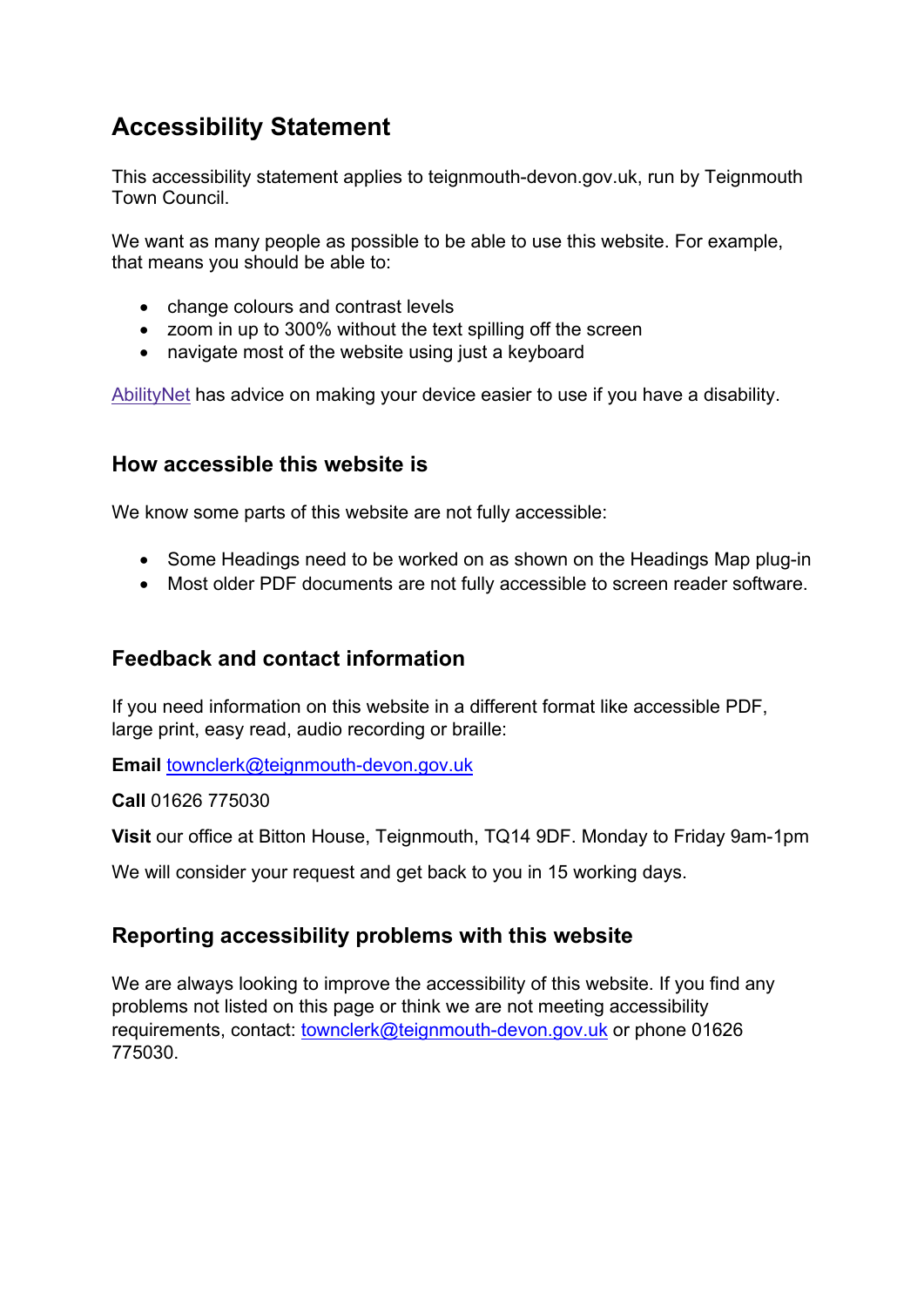# Accessibility Statement

This accessibility statement applies to teignmouth-devon.gov.uk, run by Teignmouth Town Council.

We want as many people as possible to be able to use this website. For example, that means you should be able to:

- change colours and contrast levels
- zoom in up to 300% without the text spilling off the screen
- navigate most of the website using just a keyboard

AbilityNet has advice on making your device easier to use if you have a disability.

## How accessible this website is

We know some parts of this website are not fully accessible:

- Some Headings need to be worked on as shown on the Headings Map plug-in
- Most older PDF documents are not fully accessible to screen reader software.

## Feedback and contact information

If you need information on this website in a different format like accessible PDF, large print, easy read, audio recording or braille:

**Email** townclerk@teignmouth-devon.gov.uk

**Call** 01626 775030

**Visit** our office at Bitton House, Teignmouth, TQ14 9DF. Monday to Friday 9am-1pm

We will consider your request and get back to you in 15 working days.

## Reporting accessibility problems with this website

We are always looking to improve the accessibility of this website. If you find any problems not listed on this page or think we are not meeting accessibility requirements, contact: townclerk@teignmouth-devon.gov.uk or phone 01626 775030.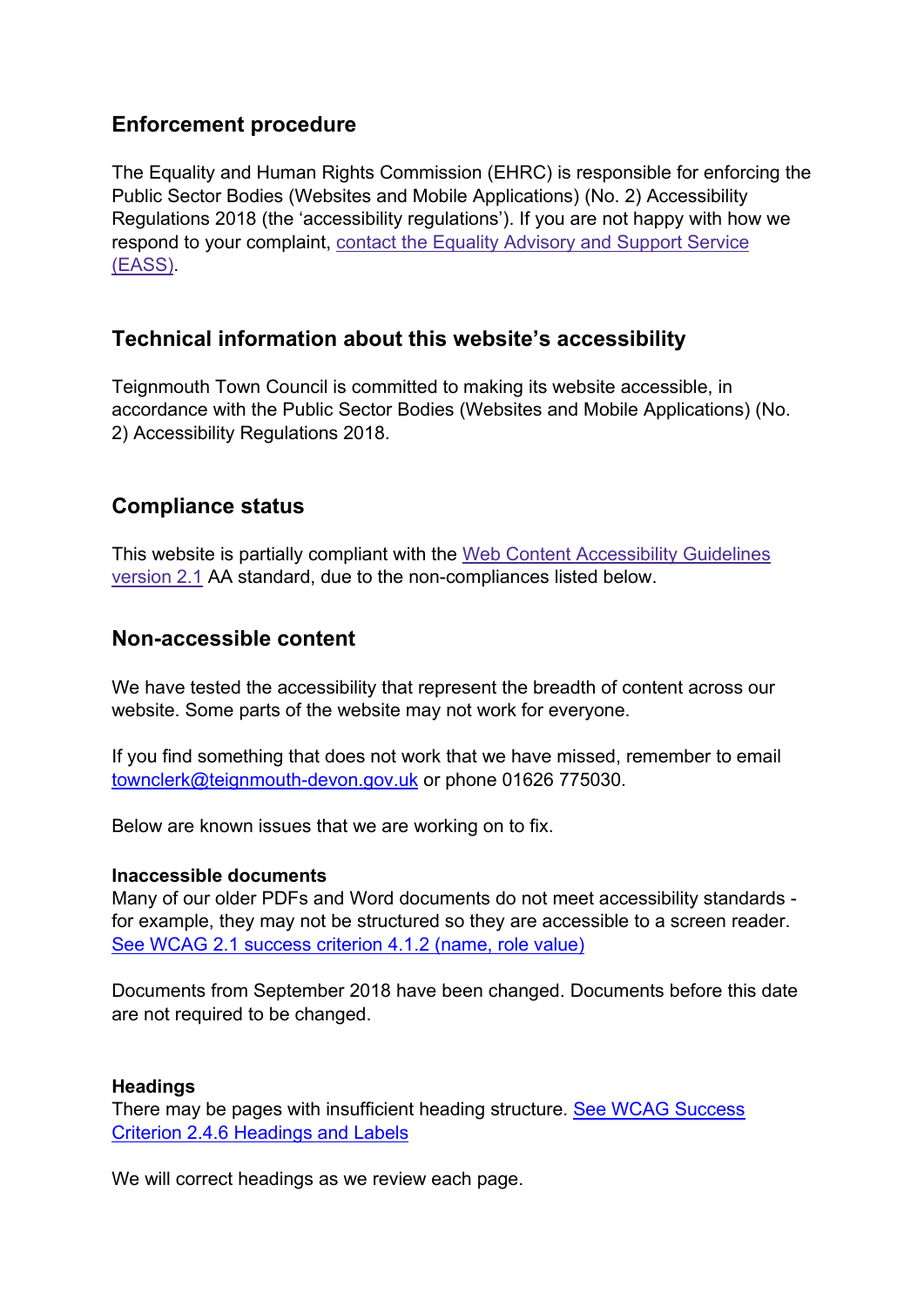## Enforcement procedure

The Equality and Human Rights Commission (EHRC) is responsible for enforcing the Public Sector Bodies (Websites and Mobile Applications) (No. 2) Accessibility Regulations 2018 (the 'accessibility regulations'). If you are not happy with how we respond to your complaint, contact the Equality Advisory and Support Service (EASS).

## Technical information about this website's accessibility

Teignmouth Town Council is committed to making its website accessible, in accordance with the Public Sector Bodies (Websites and Mobile Applications) (No. 2) Accessibility Regulations 2018.

## Compliance status

This website is partially compliant with the Web Content Accessibility Guidelines version 2.1 AA standard, due to the non-compliances listed below.

## Non-accessible content

We have tested the accessibility that represent the breadth of content across our website. Some parts of the website may not work for everyone.

If you find something that does not work that we have missed, remember to email townclerk@teignmouth-devon.gov.uk or phone 01626 775030.

Below are known issues that we are working on to fix.

**Inaccessible documents**

Many of our older PDFs and Word documents do not meet accessibility standards - for example, they may not be structured so they are accessible to a screen reader. See WCAG 2.1 success criterion 4.1.2 (name, role value)

Documents from September 2018 have been changed. Documents before this date are not required to be changed.

**Headings**

There may be pages with insufficient heading structure. See WCAG Success Criterion 2.4.6 Headings and Labels

We will correct headings as we review each page.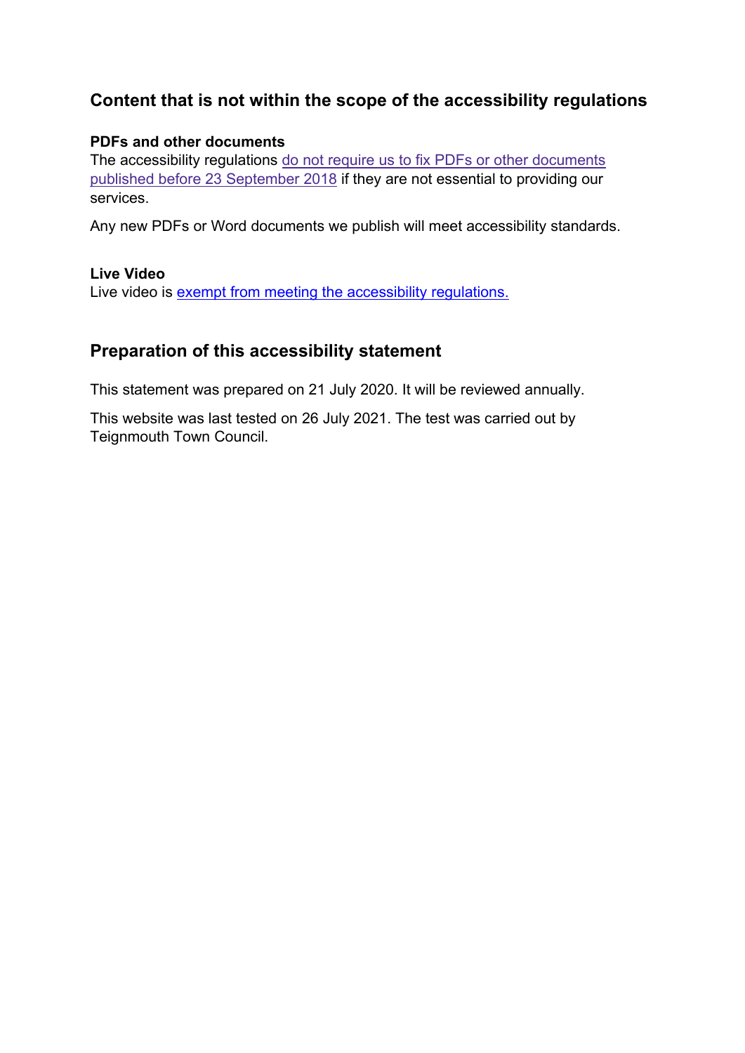## Content that is not within the scope of the accessibility regulations

**PDFs and other documents**
The accessibility regulations do not require us to fix PDFs or other documents published before 23 September 2018 if they are not essential to providing our services.

Any new PDFs or Word documents we publish will meet accessibility standards.

**Live Video**
Live video is exempt from meeting the accessibility regulations.

## Preparation of this accessibility statement

This statement was prepared on 21 July 2020. It will be reviewed annually.

This website was last tested on 26 July 2021. The test was carried out by Teignmouth Town Council.